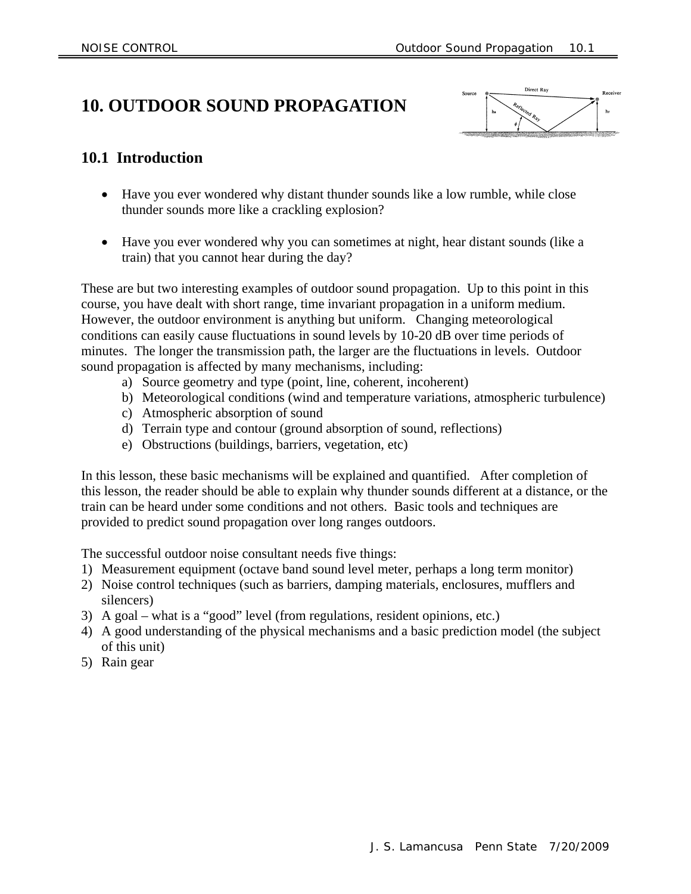# 10. OUTDOOR SOUND PROPAGATION

## 10.1 Introduction

- Have you ever wondered why distant thunder sounds like a low rumble, while close thunder sounds more like a crackling explosion?

- Have you ever wondered why you can sometimes at night, hear distant sounds (like a train) that you cannot hear during the day?

These are but two interesting examples of outdoor sound propagation. Up to this point in this course, you have dealt with short range, time invariant propagation in a uniform medium. However, the outdoor environment is anything but uniform. Changing meteorological conditions can easily cause fluctuations in sound levels by 10-20 dB over time periods of minutes. The longer the transmission path, the larger are the fluctuations in levels. Outdoor sound propagation is affected by many mechanisms, including:

a) Source geometry and type (point, line, coherent, incoherent)
b) Meteorological conditions (wind and temperature variations, atmospheric turbulence)
c) Atmospheric absorption of sound
d) Terrain type and contour (ground absorption of sound, reflections)
e) Obstructions (buildings, barriers, vegetation, etc)

In this lesson, these basic mechanisms will be explained and quantified. After completion of this lesson, the reader should be able to explain why thunder sounds different at a distance, or the train can be heard under some conditions and not others. Basic tools and techniques are provided to predict sound propagation over long ranges outdoors.

The successful outdoor noise consultant needs five things:

1) Measurement equipment (octave band sound level meter, perhaps a long term monitor)
2) Noise control techniques (such as barriers, damping materials, enclosures, mufflers and silencers)
3) A goal – what is a "good" level (from regulations, resident opinions, etc.)
4) A good understanding of the physical mechanisms and a basic prediction model (the subject of this unit)
5) Rain gear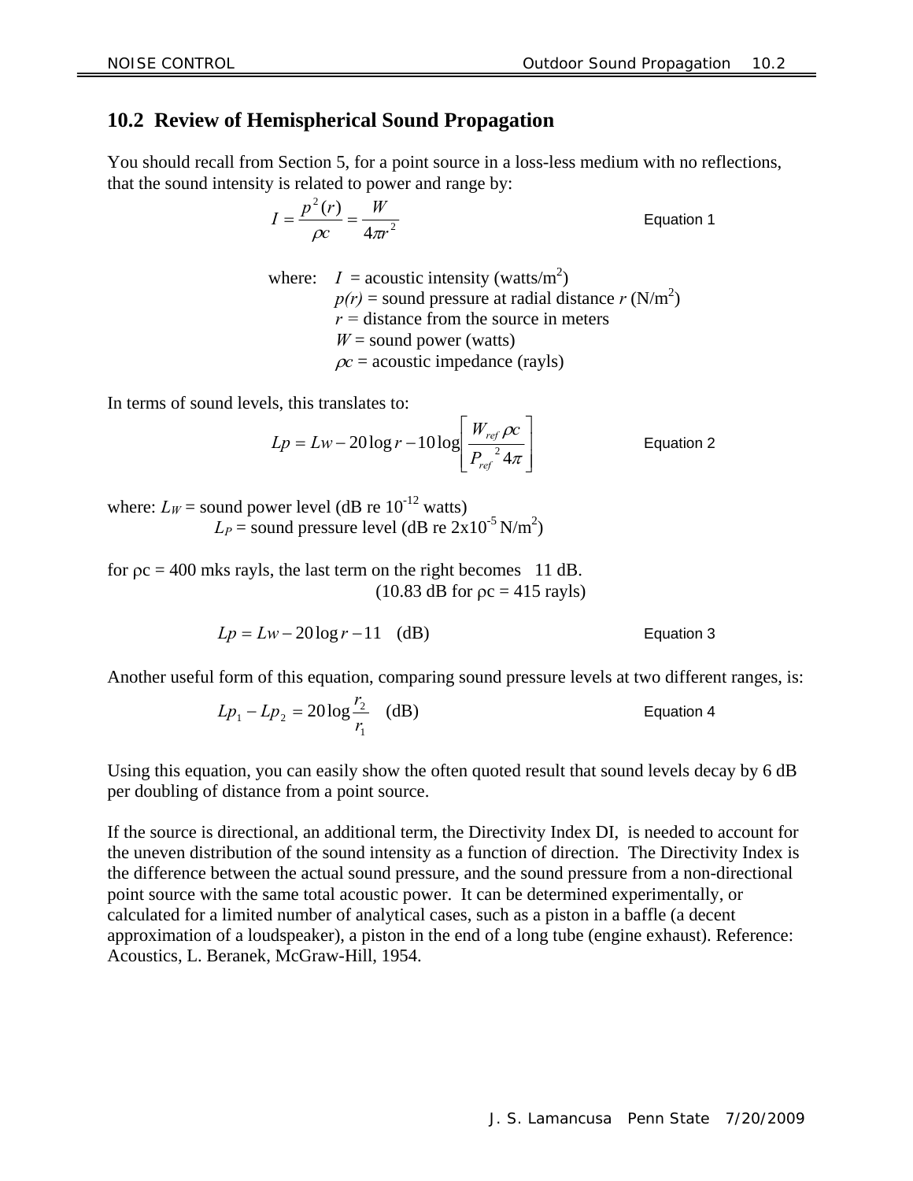## 10.2 Review of Hemispherical Sound Propagation

You should recall from Section 5, for a point source in a loss-less medium with no reflections, that the sound intensity is related to power and range by:

$$I = \frac{p^2(r)}{\rho c} = \frac{W}{4\pi r^2} \qquad \text{Equation 1}$$

where: $I$ = acoustic intensity (watts/m$^2$)
$p(r)$ = sound pressure at radial distance $r$ (N/m$^2$)
$r$ = distance from the source in meters
$W$ = sound power (watts)
$\rho c$ = acoustic impedance (rayls)

In terms of sound levels, this translates to:

$$Lp = Lw - 20\log r - 10\log\left[\frac{W_{ref}\,\rho c}{P_{ref}^{\;2}\,4\pi}\right] \qquad \text{Equation 2}$$

where: $L_W$ = sound power level (dB re $10^{-12}$ watts)
$L_P$ = sound pressure level (dB re $2\text{x}10^{-5}$ N/m$^2$)

for $\rho$c = 400 mks rayls, the last term on the right becomes 11 dB.
(10.83 dB for $\rho$c = 415 rayls)

$$Lp = Lw - 20\log r - 11 \quad \text{(dB)} \qquad \text{Equation 3}$$

Another useful form of this equation, comparing sound pressure levels at two different ranges, is:

$$Lp_1 - Lp_2 = 20\log\frac{r_2}{r_1} \quad \text{(dB)} \qquad \text{Equation 4}$$

Using this equation, you can easily show the often quoted result that sound levels decay by 6 dB per doubling of distance from a point source.

If the source is directional, an additional term, the Directivity Index DI, is needed to account for the uneven distribution of the sound intensity as a function of direction. The Directivity Index is the difference between the actual sound pressure, and the sound pressure from a non-directional point source with the same total acoustic power. It can be determined experimentally, or calculated for a limited number of analytical cases, such as a piston in a baffle (a decent approximation of a loudspeaker), a piston in the end of a long tube (engine exhaust). Reference: Acoustics, L. Beranek, McGraw-Hill, 1954.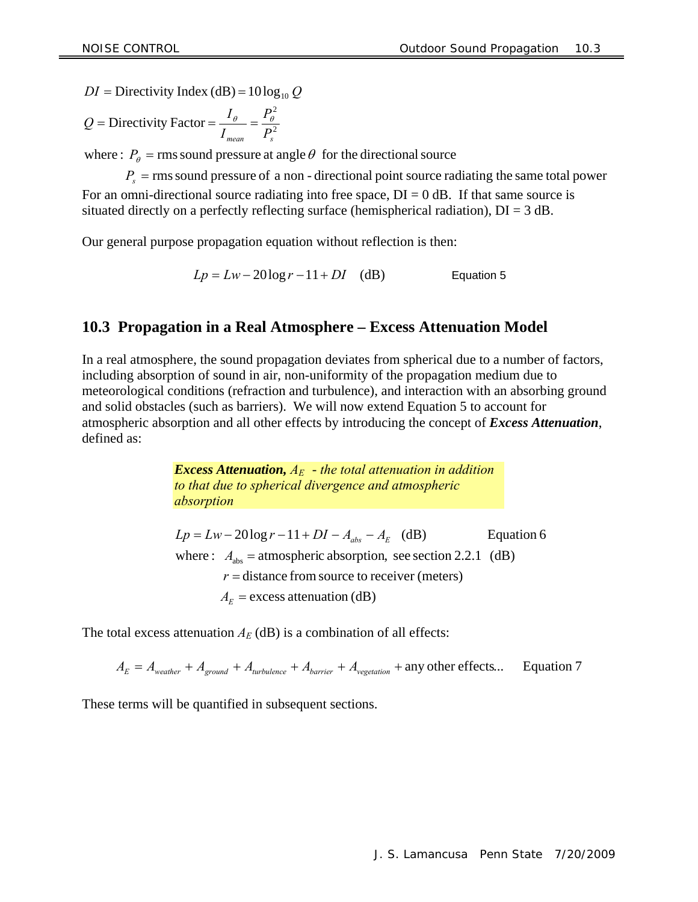$$DI = \text{Directivity Index (dB)} = 10\log_{10} Q$$

$$Q = \text{Directivity Factor} = \frac{I_\theta}{I_{mean}} = \frac{P_\theta^2}{P_s^2}$$

where: $P_\theta$ = rms sound pressure at angle $\theta$ for the directional source

$P_s$ = rms sound pressure of a non-directional point source radiating the same total power

For an omni-directional source radiating into free space, DI = 0 dB. If that same source is situated directly on a perfectly reflecting surface (hemispherical radiation), DI = 3 dB.

Our general purpose propagation equation without reflection is then:

$$Lp = Lw - 20\log r - 11 + DI \quad \text{(dB)} \qquad \text{Equation 5}$$

## 10.3 Propagation in a Real Atmosphere – Excess Attenuation Model

In a real atmosphere, the sound propagation deviates from spherical due to a number of factors, including absorption of sound in air, non-uniformity of the propagation medium due to meteorological conditions (refraction and turbulence), and interaction with an absorbing ground and solid obstacles (such as barriers). We will now extend Equation 5 to account for atmospheric absorption and all other effects by introducing the concept of ***Excess Attenuation***, defined as:

> ***Excess Attenuation,*** $A_E$ *- the total attenuation in addition to that due to spherical divergence and atmospheric absorption*

$$Lp = Lw - 20\log r - 11 + DI - A_{abs} - A_E \quad \text{(dB)} \qquad \text{Equation 6}$$

where: $A_{abs}$ = atmospheric absorption, see section 2.2.1 (dB)

$r$ = distance from source to receiver (meters)

$A_E$ = excess attenuation (dB)

The total excess attenuation $A_E$ (dB) is a combination of all effects:

$$A_E = A_{weather} + A_{ground} + A_{turbulence} + A_{barrier} + A_{vegetation} + \text{any other effects...} \qquad \text{Equation 7}$$

These terms will be quantified in subsequent sections.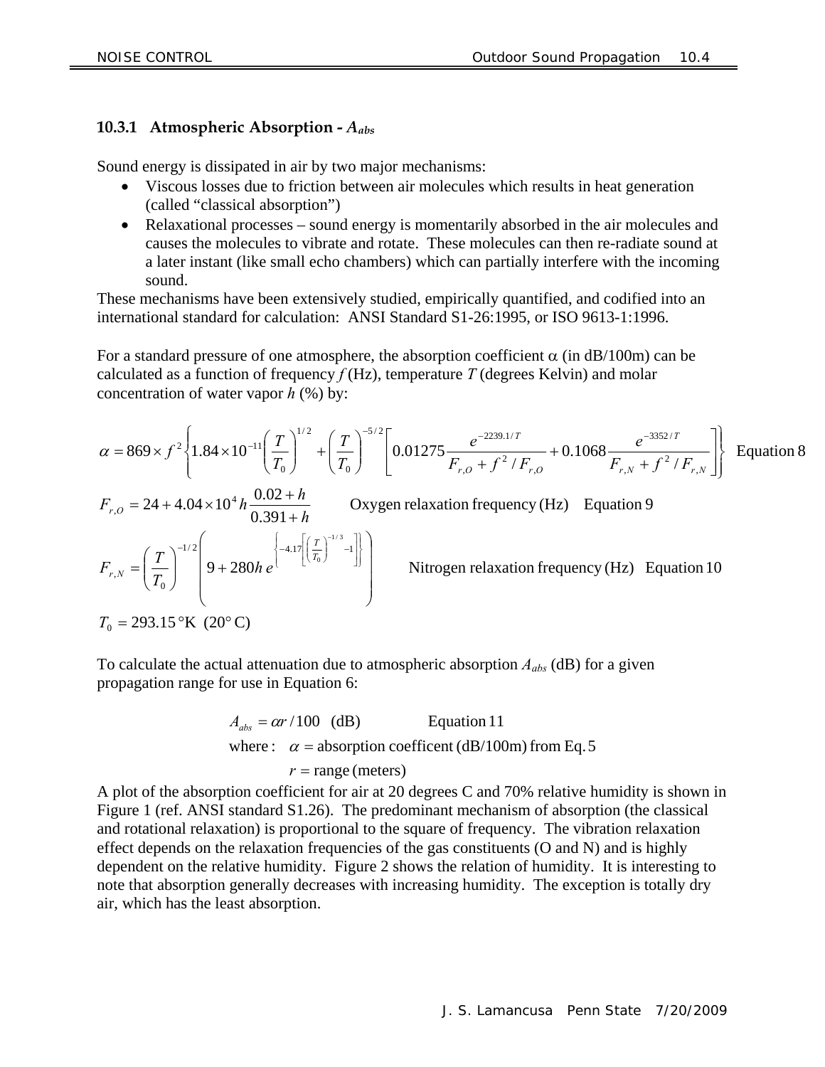### 10.3.1 Atmospheric Absorption - $A_{abs}$

Sound energy is dissipated in air by two major mechanisms:

- Viscous losses due to friction between air molecules which results in heat generation (called "classical absorption")
- Relaxational processes – sound energy is momentarily absorbed in the air molecules and causes the molecules to vibrate and rotate. These molecules can then re-radiate sound at a later instant (like small echo chambers) which can partially interfere with the incoming sound.

These mechanisms have been extensively studied, empirically quantified, and codified into an international standard for calculation: ANSI Standard S1-26:1995, or ISO 9613-1:1996.

For a standard pressure of one atmosphere, the absorption coefficient $\alpha$ (in dB/100m) can be calculated as a function of frequency $f$ (Hz), temperature $T$ (degrees Kelvin) and molar concentration of water vapor $h$ (%) by:

$$\alpha = 869 \times f^2 \left\{ 1.84 \times 10^{-11} \left( \frac{T}{T_0} \right)^{1/2} + \left( \frac{T}{T_0} \right)^{-5/2} \left[ 0.01275 \frac{e^{-2239.1/T}}{F_{r,O} + f^2 / F_{r,O}} + 0.1068 \frac{e^{-3352/T}}{F_{r,N} + f^2 / F_{r,N}} \right] \right\} \quad \text{Equation 8}$$

$$F_{r,O} = 24 + 4.04 \times 10^4 h \frac{0.02 + h}{0.391 + h} \qquad \text{Oxygen relaxation frequency (Hz)} \quad \text{Equation 9}$$

$$F_{r,N} = \left( \frac{T}{T_0} \right)^{-1/2} \left( 9 + 280 h \, e^{\left\{ -4.17 \left[ \left( \frac{T}{T_0} \right)^{-1/3} - 1 \right] \right\}} \right) \qquad \text{Nitrogen relaxation frequency (Hz)} \quad \text{Equation 10}$$

$$T_0 = 293.15\,^\circ\text{K} \ \ (20^\circ \text{C})$$

To calculate the actual attenuation due to atmospheric absorption $A_{abs}$ (dB) for a given propagation range for use in Equation 6:

$$A_{abs} = \alpha r / 100 \quad \text{(dB)} \qquad \text{Equation 11}$$

where: $\alpha$ = absorption coefficent (dB/100m) from Eq. 5

$r$ = range (meters)

A plot of the absorption coefficient for air at 20 degrees C and 70% relative humidity is shown in Figure 1 (ref. ANSI standard S1.26). The predominant mechanism of absorption (the classical and rotational relaxation) is proportional to the square of frequency. The vibration relaxation effect depends on the relaxation frequencies of the gas constituents (O and N) and is highly dependent on the relative humidity. Figure 2 shows the relation of humidity. It is interesting to note that absorption generally decreases with increasing humidity. The exception is totally dry air, which has the least absorption.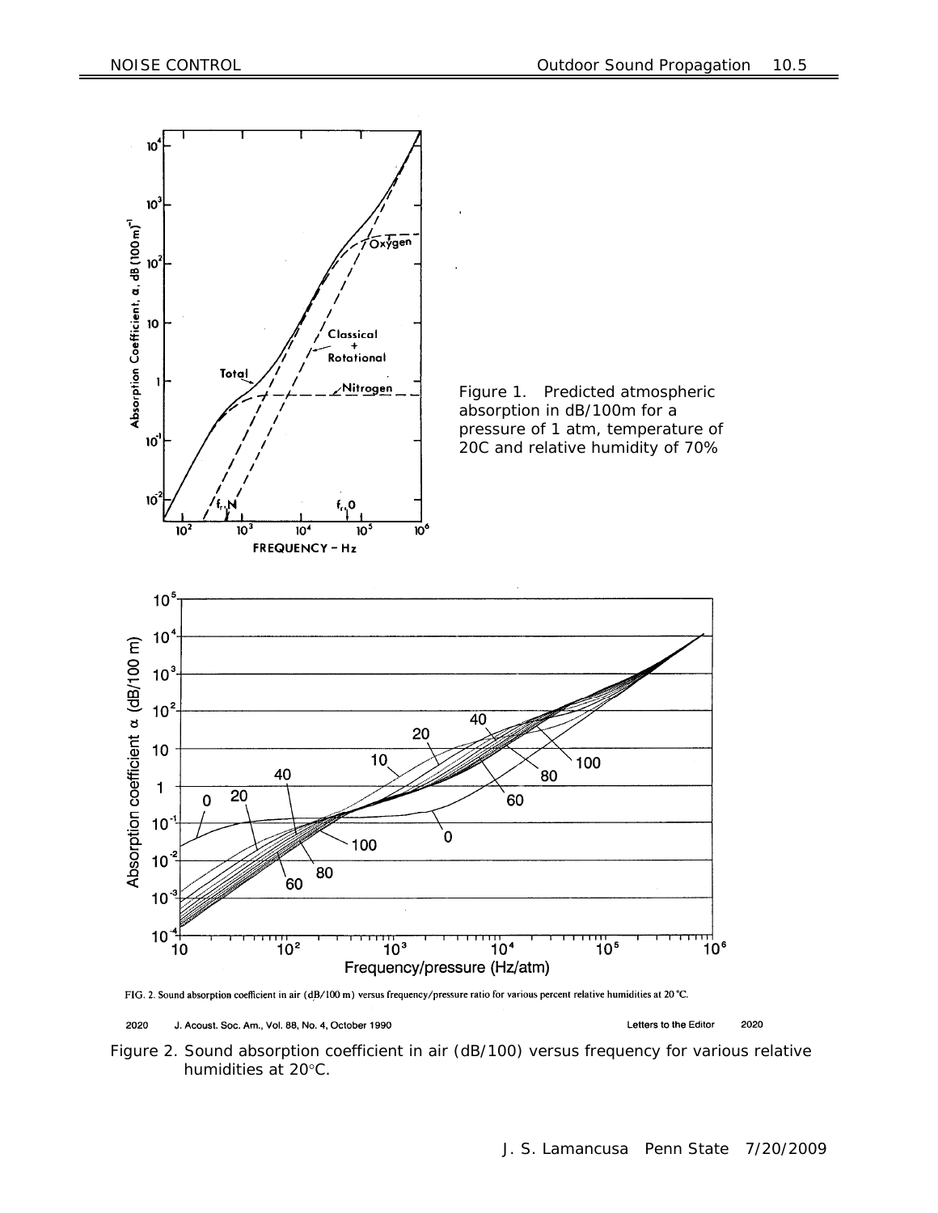Figure 1. Predicted atmospheric absorption in dB/100m for a pressure of 1 atm, temperature of 20C and relative humidity of 70%

FIG. 2. Sound absorption coefficient in air (dB/100 m) versus frequency/pressure ratio for various percent relative humidities at 20 °C.

2020 J. Acoust. Soc. Am., Vol. 88, No. 4, October 1990 Letters to the Editor 2020

Figure 2. Sound absorption coefficient in air (dB/100) versus frequency for various relative humidities at 20°C.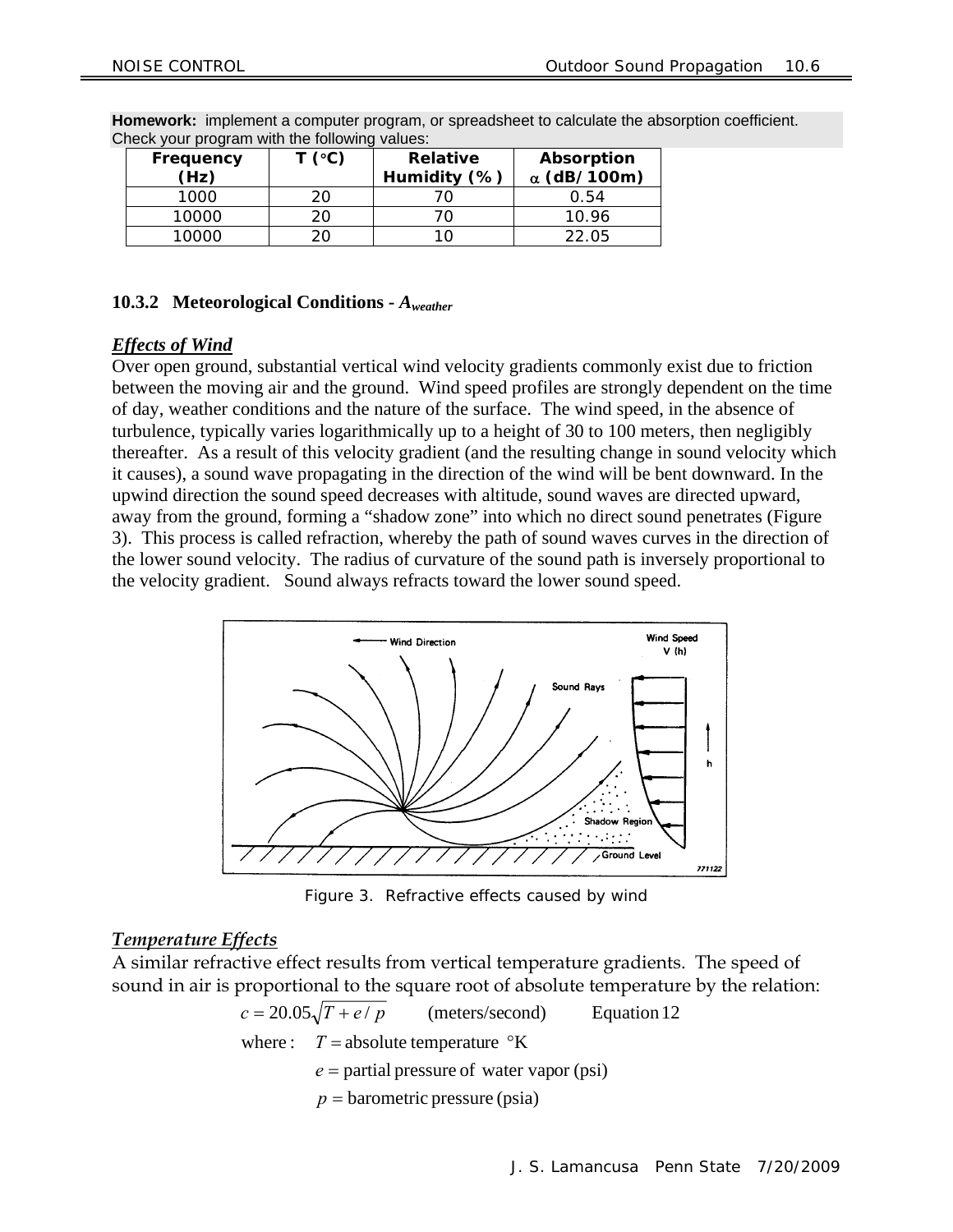**Homework:** implement a computer program, or spreadsheet to calculate the absorption coefficient. Check your program with the following values:

| Frequency (Hz) | T (°C) | Relative Humidity (%) | Absorption α (dB/100m) |
|---|---|---|---|
| 1000 | 20 | 70 | 0.54 |
| 10000 | 20 | 70 | 10.96 |
| 10000 | 20 | 10 | 22.05 |

### 10.3.2 Meteorological Conditions - $A_{weather}$

***Effects of Wind***

Over open ground, substantial vertical wind velocity gradients commonly exist due to friction between the moving air and the ground. Wind speed profiles are strongly dependent on the time of day, weather conditions and the nature of the surface. The wind speed, in the absence of turbulence, typically varies logarithmically up to a height of 30 to 100 meters, then negligibly thereafter. As a result of this velocity gradient (and the resulting change in sound velocity which it causes), a sound wave propagating in the direction of the wind will be bent downward. In the upwind direction the sound speed decreases with altitude, sound waves are directed upward, away from the ground, forming a "shadow zone" into which no direct sound penetrates (Figure 3). This process is called refraction, whereby the path of sound waves curves in the direction of the lower sound velocity. The radius of curvature of the sound path is inversely proportional to the velocity gradient. Sound always refracts toward the lower sound speed.

Figure 3. Refractive effects caused by wind

***Temperature Effects***

A similar refractive effect results from vertical temperature gradients. The speed of sound in air is proportional to the square root of absolute temperature by the relation:

$$c = 20.05\sqrt{T + e/p} \qquad \text{(meters/second)} \qquad \text{Equation 12}$$

where: $T$ = absolute temperature °K

$e$ = partial pressure of water vapor (psi)

$p$ = barometric pressure (psia)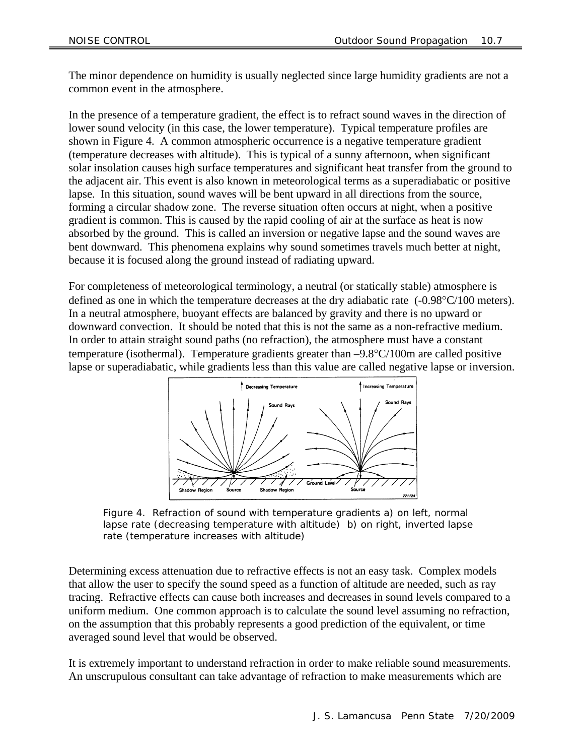The minor dependence on humidity is usually neglected since large humidity gradients are not a common event in the atmosphere.

In the presence of a temperature gradient, the effect is to refract sound waves in the direction of lower sound velocity (in this case, the lower temperature). Typical temperature profiles are shown in Figure 4. A common atmospheric occurrence is a negative temperature gradient (temperature decreases with altitude). This is typical of a sunny afternoon, when significant solar insolation causes high surface temperatures and significant heat transfer from the ground to the adjacent air. This event is also known in meteorological terms as a superadiabatic or positive lapse. In this situation, sound waves will be bent upward in all directions from the source, forming a circular shadow zone. The reverse situation often occurs at night, when a positive gradient is common. This is caused by the rapid cooling of air at the surface as heat is now absorbed by the ground. This is called an inversion or negative lapse and the sound waves are bent downward. This phenomena explains why sound sometimes travels much better at night, because it is focused along the ground instead of radiating upward.

For completeness of meteorological terminology, a neutral (or statically stable) atmosphere is defined as one in which the temperature decreases at the dry adiabatic rate (-0.98°C/100 meters). In a neutral atmosphere, buoyant effects are balanced by gravity and there is no upward or downward convection. It should be noted that this is not the same as a non-refractive medium. In order to attain straight sound paths (no refraction), the atmosphere must have a constant temperature (isothermal). Temperature gradients greater than –9.8°C/100m are called positive lapse or superadiabatic, while gradients less than this value are called negative lapse or inversion.

Figure 4. Refraction of sound with temperature gradients a) on left, normal lapse rate (decreasing temperature with altitude) b) on right, inverted lapse rate (temperature increases with altitude)

Determining excess attenuation due to refractive effects is not an easy task. Complex models that allow the user to specify the sound speed as a function of altitude are needed, such as ray tracing. Refractive effects can cause both increases and decreases in sound levels compared to a uniform medium. One common approach is to calculate the sound level assuming no refraction, on the assumption that this probably represents a good prediction of the equivalent, or time averaged sound level that would be observed.

It is extremely important to understand refraction in order to make reliable sound measurements. An unscrupulous consultant can take advantage of refraction to make measurements which are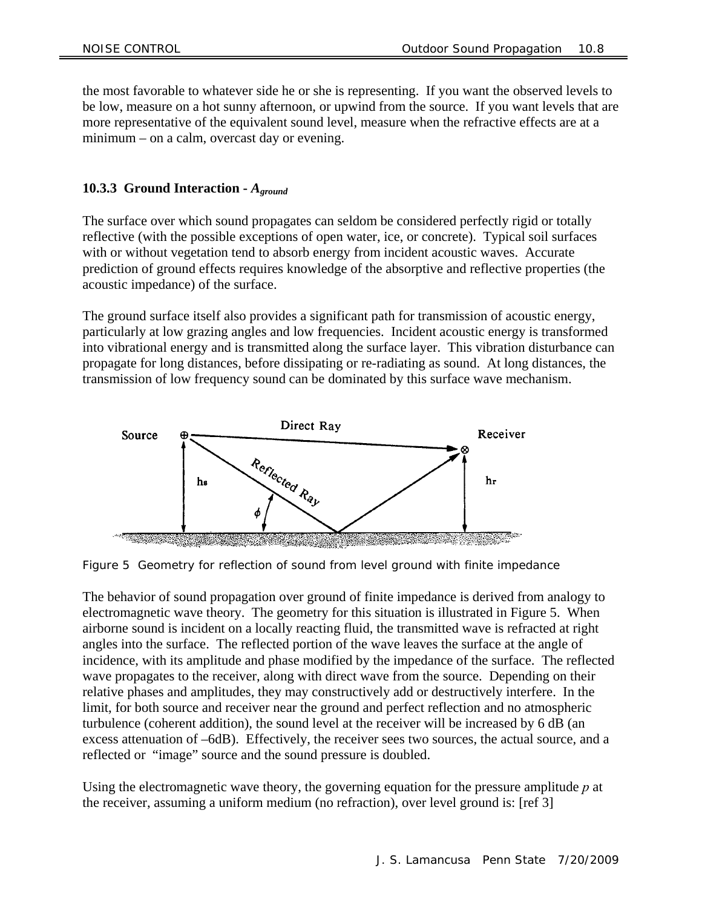the most favorable to whatever side he or she is representing. If you want the observed levels to be low, measure on a hot sunny afternoon, or upwind from the source. If you want levels that are more representative of the equivalent sound level, measure when the refractive effects are at a minimum – on a calm, overcast day or evening.

### 10.3.3 Ground Interaction - $A_{ground}$

The surface over which sound propagates can seldom be considered perfectly rigid or totally reflective (with the possible exceptions of open water, ice, or concrete). Typical soil surfaces with or without vegetation tend to absorb energy from incident acoustic waves. Accurate prediction of ground effects requires knowledge of the absorptive and reflective properties (the acoustic impedance) of the surface.

The ground surface itself also provides a significant path for transmission of acoustic energy, particularly at low grazing angles and low frequencies. Incident acoustic energy is transformed into vibrational energy and is transmitted along the surface layer. This vibration disturbance can propagate for long distances, before dissipating or re-radiating as sound. At long distances, the transmission of low frequency sound can be dominated by this surface wave mechanism.

Figure 5 Geometry for reflection of sound from level ground with finite impedance

The behavior of sound propagation over ground of finite impedance is derived from analogy to electromagnetic wave theory. The geometry for this situation is illustrated in Figure 5. When airborne sound is incident on a locally reacting fluid, the transmitted wave is refracted at right angles into the surface. The reflected portion of the wave leaves the surface at the angle of incidence, with its amplitude and phase modified by the impedance of the surface. The reflected wave propagates to the receiver, along with direct wave from the source. Depending on their relative phases and amplitudes, they may constructively add or destructively interfere. In the limit, for both source and receiver near the ground and perfect reflection and no atmospheric turbulence (coherent addition), the sound level at the receiver will be increased by 6 dB (an excess attenuation of –6dB). Effectively, the receiver sees two sources, the actual source, and a reflected or "image" source and the sound pressure is doubled.

Using the electromagnetic wave theory, the governing equation for the pressure amplitude $p$ at the receiver, assuming a uniform medium (no refraction), over level ground is: [ref 3]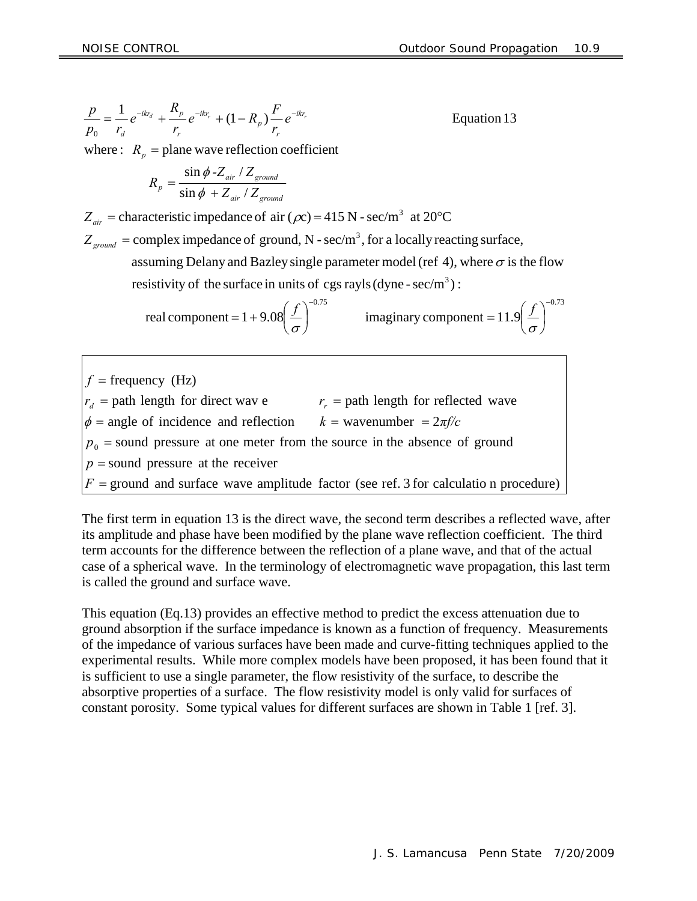$$\frac{p}{p_0} = \frac{1}{r_d} e^{-ikr_d} + \frac{R_p}{r_r} e^{-ikr_r} + (1 - R_p) \frac{F}{r_r} e^{-ikr_r} \qquad \text{Equation 13}$$

where : $R_p$ = plane wave reflection coefficient

$$R_p = \frac{\sin\phi - Z_{air} / Z_{ground}}{\sin\phi + Z_{air} / Z_{ground}}$$

$Z_{air}$ = characteristic impedance of air ($\rho$c) = 415 N - sec/m$^3$ at 20°C

$Z_{ground}$ = complex impedance of ground, N - sec/m$^3$, for a locally reacting surface, assuming Delany and Bazley single parameter model (ref 4), where $\sigma$ is the flow resistivity of the surface in units of cgs rayls (dyne - sec/m$^3$) :

$$\text{real component} = 1 + 9.08\left(\frac{f}{\sigma}\right)^{-0.75} \qquad \text{imaginary component} = 11.9\left(\frac{f}{\sigma}\right)^{-0.73}$$

$f$ = frequency (Hz)
$r_d$ = path length for direct wave $\qquad$ $r_r$ = path length for reflected wave
$\phi$ = angle of incidence and reflection $\qquad$ $k$ = wavenumber = $2\pi f/c$
$p_0$ = sound pressure at one meter from the source in the absence of ground
$p$ = sound pressure at the receiver
$F$ = ground and surface wave amplitude factor (see ref. 3 for calculation procedure)

The first term in equation 13 is the direct wave, the second term describes a reflected wave, after its amplitude and phase have been modified by the plane wave reflection coefficient. The third term accounts for the difference between the reflection of a plane wave, and that of the actual case of a spherical wave. In the terminology of electromagnetic wave propagation, this last term is called the ground and surface wave.

This equation (Eq.13) provides an effective method to predict the excess attenuation due to ground absorption if the surface impedance is known as a function of frequency. Measurements of the impedance of various surfaces have been made and curve-fitting techniques applied to the experimental results. While more complex models have been proposed, it has been found that it is sufficient to use a single parameter, the flow resistivity of the surface, to describe the absorptive properties of a surface. The flow resistivity model is only valid for surfaces of constant porosity. Some typical values for different surfaces are shown in Table 1 [ref. 3].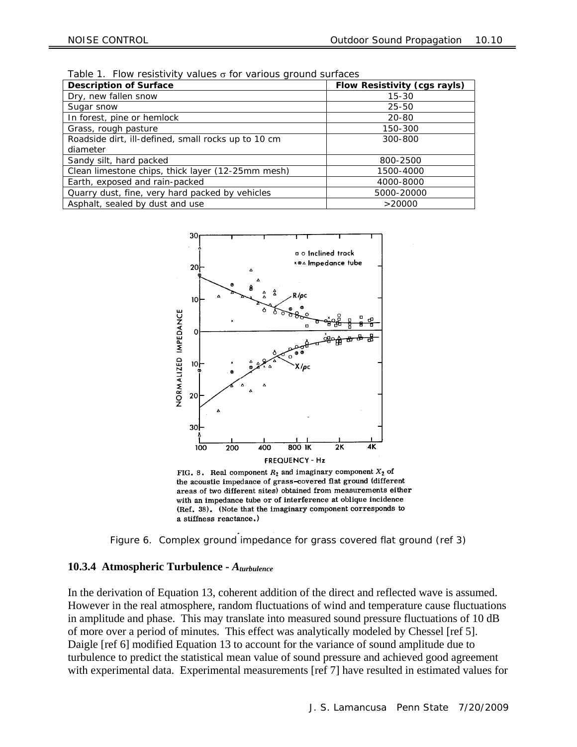Table 1. Flow resistivity values σ for various ground surfaces

| Description of Surface | Flow Resistivity (cgs rayls) |
| --- | --- |
| Dry, new fallen snow | 15-30 |
| Sugar snow | 25-50 |
| In forest, pine or hemlock | 20-80 |
| Grass, rough pasture | 150-300 |
| Roadside dirt, ill-defined, small rocks up to 10 cm diameter | 300-800 |
| Sandy silt, hard packed | 800-2500 |
| Clean limestone chips, thick layer (12-25mm mesh) | 1500-4000 |
| Earth, exposed and rain-packed | 4000-8000 |
| Quarry dust, fine, very hard packed by vehicles | 5000-20000 |
| Asphalt, sealed by dust and use | >20000 |

FIG. 8. Real component $R_2$ and imaginary component $X_2$ of the acoustic impedance of grass–covered flat ground (different areas of two different sites) obtained from measurements either with an impedance tube or of interference at oblique incidence (Ref. 38). (Note that the imaginary component corresponds to a stiffness reactance.)

Figure 6. Complex ground impedance for grass covered flat ground (ref 3)

### 10.3.4 Atmospheric Turbulence - $A_{turbulence}$

In the derivation of Equation 13, coherent addition of the direct and reflected wave is assumed. However in the real atmosphere, random fluctuations of wind and temperature cause fluctuations in amplitude and phase. This may translate into measured sound pressure fluctuations of 10 dB of more over a period of minutes. This effect was analytically modeled by Chessel [ref 5]. Daigle [ref 6] modified Equation 13 to account for the variance of sound amplitude due to turbulence to predict the statistical mean value of sound pressure and achieved good agreement with experimental data. Experimental measurements [ref 7] have resulted in estimated values for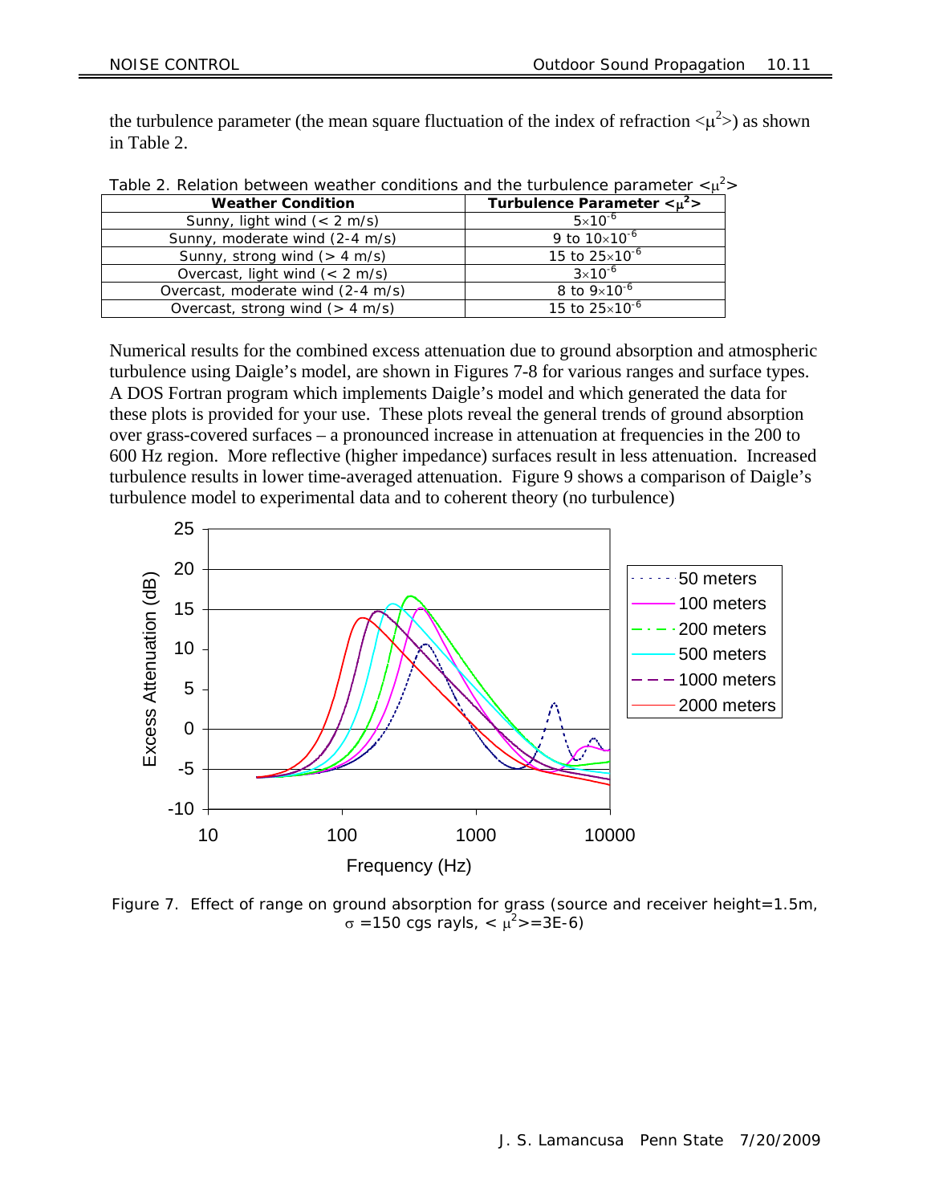the turbulence parameter (the mean square fluctuation of the index of refraction $<\mu^2>$) as shown in Table 2.

Table 2. Relation between weather conditions and the turbulence parameter $<\mu^2>$

| Weather Condition | Turbulence Parameter $<\mu^2>$ |
|---|---|
| Sunny, light wind (< 2 m/s) | $5\times10^{-6}$ |
| Sunny, moderate wind (2-4 m/s) | 9 to $10\times10^{-6}$ |
| Sunny, strong wind (> 4 m/s) | 15 to $25\times10^{-6}$ |
| Overcast, light wind (< 2 m/s) | $3\times10^{-6}$ |
| Overcast, moderate wind (2-4 m/s) | 8 to $9\times10^{-6}$ |
| Overcast, strong wind (> 4 m/s) | 15 to $25\times10^{-6}$ |

Numerical results for the combined excess attenuation due to ground absorption and atmospheric turbulence using Daigle's model, are shown in Figures 7-8 for various ranges and surface types. A DOS Fortran program which implements Daigle's model and which generated the data for these plots is provided for your use. These plots reveal the general trends of ground absorption over grass-covered surfaces – a pronounced increase in attenuation at frequencies in the 200 to 600 Hz region. More reflective (higher impedance) surfaces result in less attenuation. Increased turbulence results in lower time-averaged attenuation. Figure 9 shows a comparison of Daigle's turbulence model to experimental data and to coherent theory (no turbulence)

Figure 7. Effect of range on ground absorption for grass (source and receiver height=1.5m, $\sigma$ =150 cgs rayls, $<\mu^2>$=3E-6)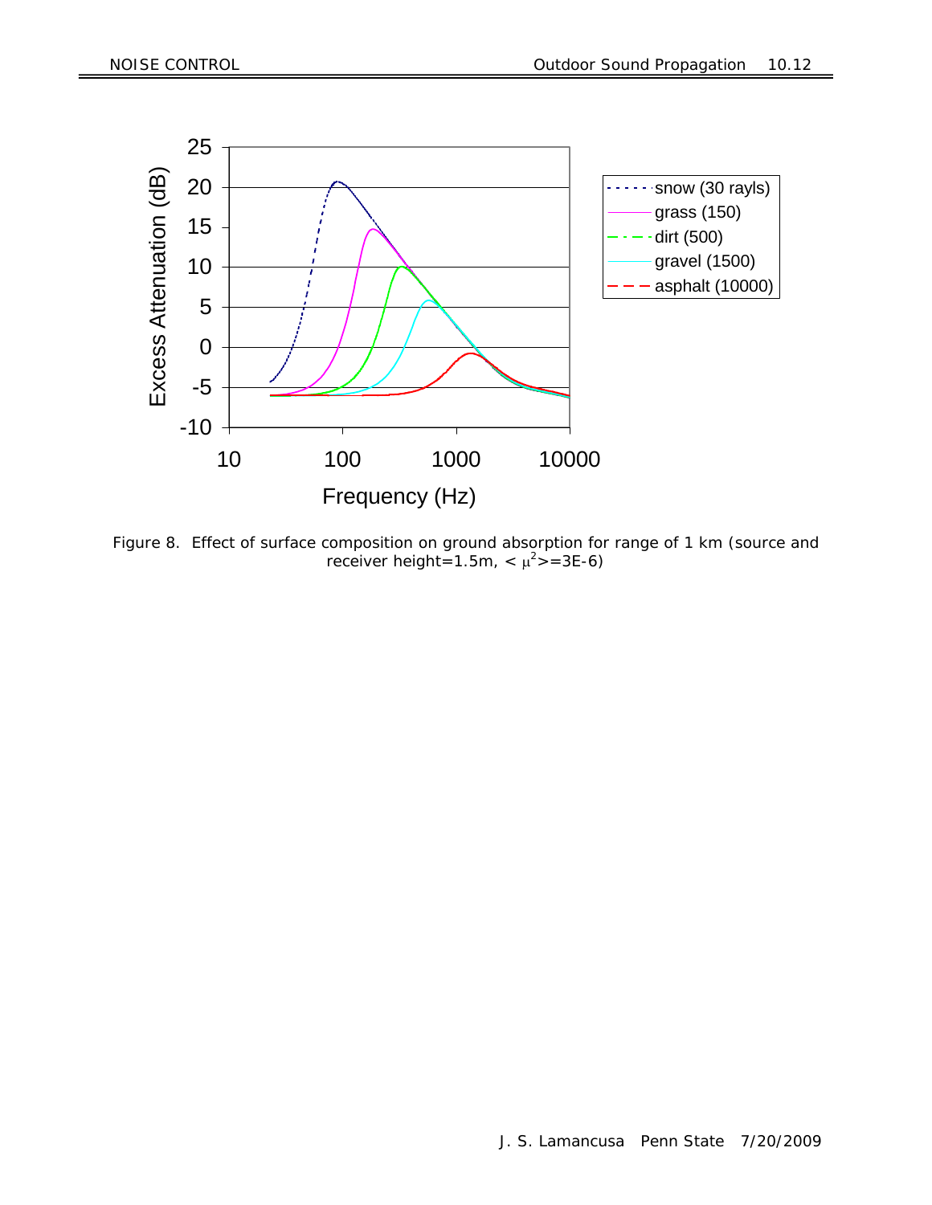Figure 8. Effect of surface composition on ground absorption for range of 1 km (source and receiver height=1.5m, $<\mu^2>$=3E-6)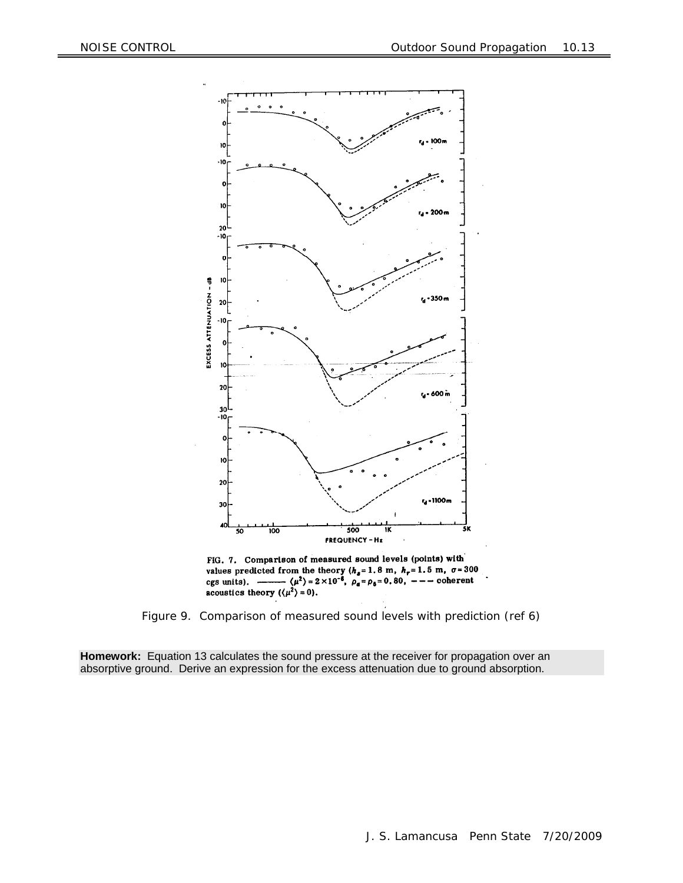FIG. 7. Comparison of measured sound levels (points) with values predicted from the theory ($h_s = 1.8$ m, $h_r = 1.5$ m, $\sigma = 300$ cgs units). ——— $\langle \mu^2 \rangle = 2 \times 10^{-6}$, $\rho_a = \rho_b = 0.80$, – – – coherent acoustics theory ($\langle \mu^2 \rangle = 0$).

Figure 9. Comparison of measured sound levels with prediction (ref 6)

**Homework:** Equation 13 calculates the sound pressure at the receiver for propagation over an absorptive ground. Derive an expression for the excess attenuation due to ground absorption.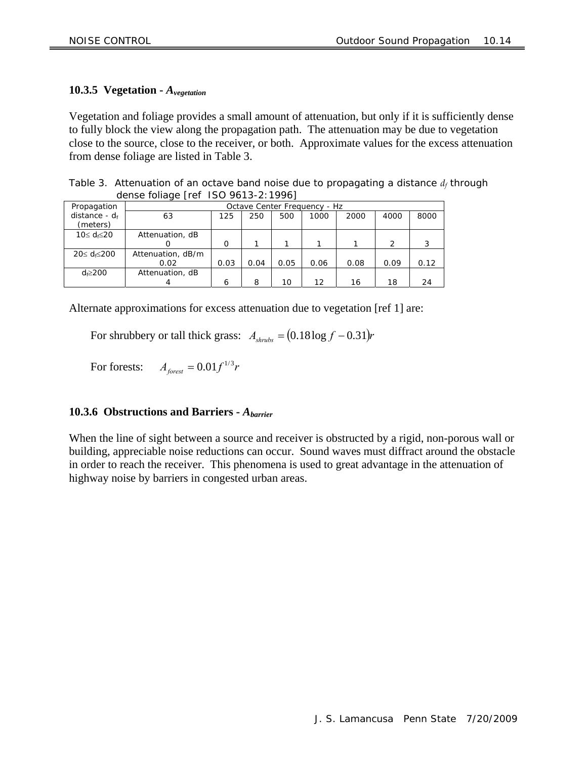### 10.3.5 Vegetation - $A_{vegetation}$

Vegetation and foliage provides a small amount of attenuation, but only if it is sufficiently dense to fully block the view along the propagation path. The attenuation may be due to vegetation close to the source, close to the receiver, or both. Approximate values for the excess attenuation from dense foliage are listed in Table 3.

Table 3. Attenuation of an octave band noise due to propagating a distance $d_f$ through dense foliage [ref ISO 9613-2:1996]

| Propagation distance - $d_f$ (meters) | Octave Center Frequency - Hz | | | | | | | |
|---|---|---|---|---|---|---|---|---|
| | 63 | 125 | 250 | 500 | 1000 | 2000 | 4000 | 8000 |
| $10 \leq d_f \leq 20$ | Attenuation, dB<br>0 | 0 | 1 | 1 | 1 | 1 | 2 | 3 |
| $20 \leq d_f \leq 200$ | Attenuation, dB/m<br>0.02 | 0.03 | 0.04 | 0.05 | 0.06 | 0.08 | 0.09 | 0.12 |
| $d_f \geq 200$ | Attenuation, dB<br>4 | 6 | 8 | 10 | 12 | 16 | 18 | 24 |

Alternate approximations for excess attenuation due to vegetation [ref 1] are:

For shrubbery or tall thick grass: $A_{shrubs} = (0.18 \log f - 0.31) r$

For forests: $A_{forest} = 0.01 f^{1/3} r$

### 10.3.6 Obstructions and Barriers - $A_{barrier}$

When the line of sight between a source and receiver is obstructed by a rigid, non-porous wall or building, appreciable noise reductions can occur. Sound waves must diffract around the obstacle in order to reach the receiver. This phenomena is used to great advantage in the attenuation of highway noise by barriers in congested urban areas.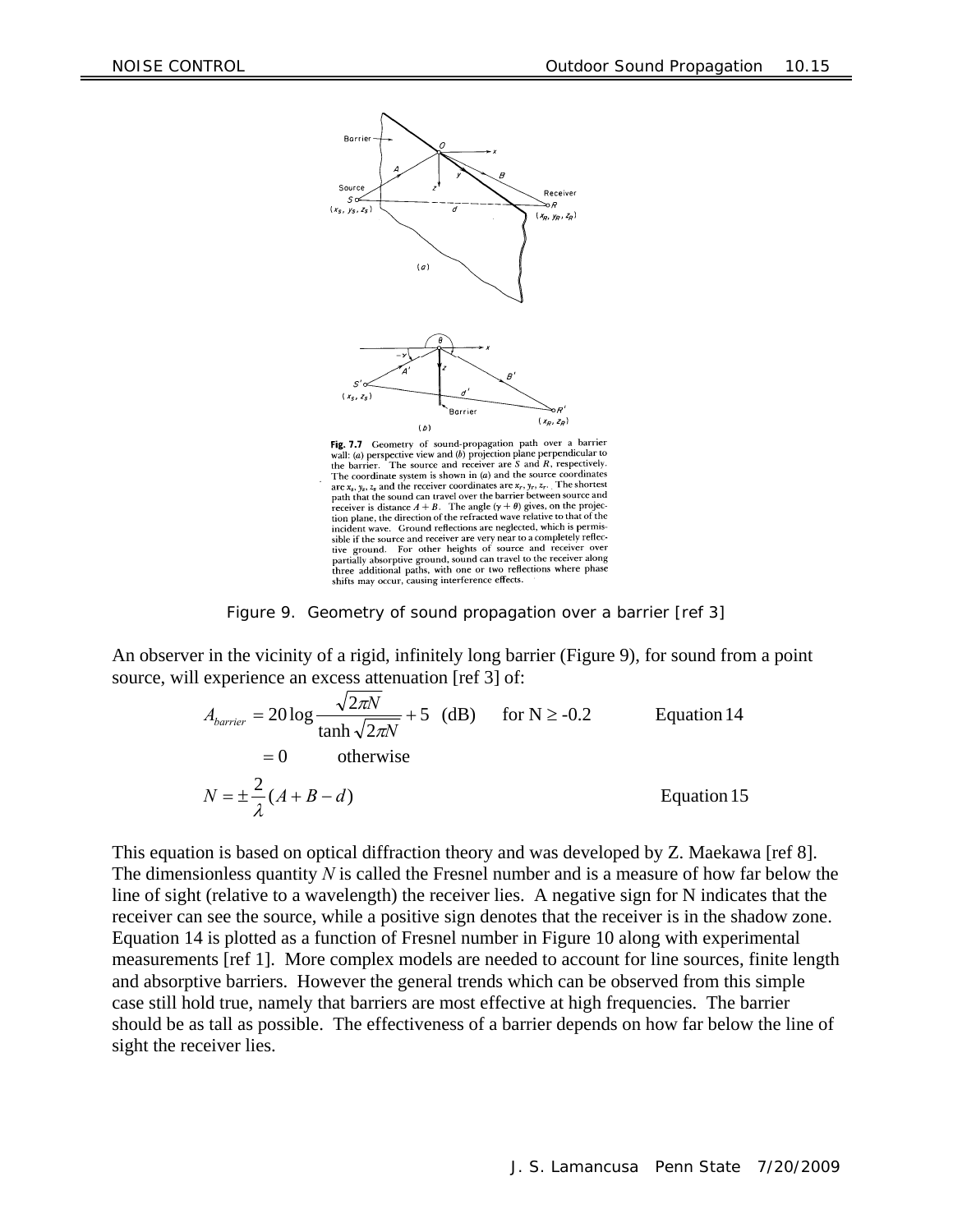Fig. 7.7 Geometry of sound-propagation path over a barrier wall: (a) perspective view and (b) projection plane perpendicular to the barrier. The source and receiver are $S$ and $R$, respectively. The coordinate system is shown in (a) and the source coordinates are $x_s, y_s, z_s$ and the receiver coordinates are $x_r, y_r, z_r$. The shortest path that the sound can travel over the barrier between source and receiver is distance $A + B$. The angle $(\gamma + \theta)$ gives, on the projection plane, the direction of the refracted wave relative to that of the incident wave. Ground reflections are neglected, which is permissible if the source and receiver are very near to a completely reflective ground. For other heights of source and receiver over partially absorptive ground, sound can travel to the receiver along three additional paths, with one or two reflections where phase shifts may occur, causing interference effects.

Figure 9. Geometry of sound propagation over a barrier [ref 3]

An observer in the vicinity of a rigid, infinitely long barrier (Figure 9), for sound from a point source, will experience an excess attenuation [ref 3] of:

$$A_{barrier} = 20\log\frac{\sqrt{2\pi N}}{\tanh\sqrt{2\pi N}} + 5 \quad \text{(dB)} \qquad \text{for N} \geq \text{-0.2} \qquad \text{Equation 14}$$

$$= 0 \qquad \text{otherwise}$$

$$N = \pm\frac{2}{\lambda}(A + B - d) \qquad \text{Equation 15}$$

This equation is based on optical diffraction theory and was developed by Z. Maekawa [ref 8]. The dimensionless quantity $N$ is called the Fresnel number and is a measure of how far below the line of sight (relative to a wavelength) the receiver lies. A negative sign for N indicates that the receiver can see the source, while a positive sign denotes that the receiver is in the shadow zone. Equation 14 is plotted as a function of Fresnel number in Figure 10 along with experimental measurements [ref 1]. More complex models are needed to account for line sources, finite length and absorptive barriers. However the general trends which can be observed from this simple case still hold true, namely that barriers are most effective at high frequencies. The barrier should be as tall as possible. The effectiveness of a barrier depends on how far below the line of sight the receiver lies.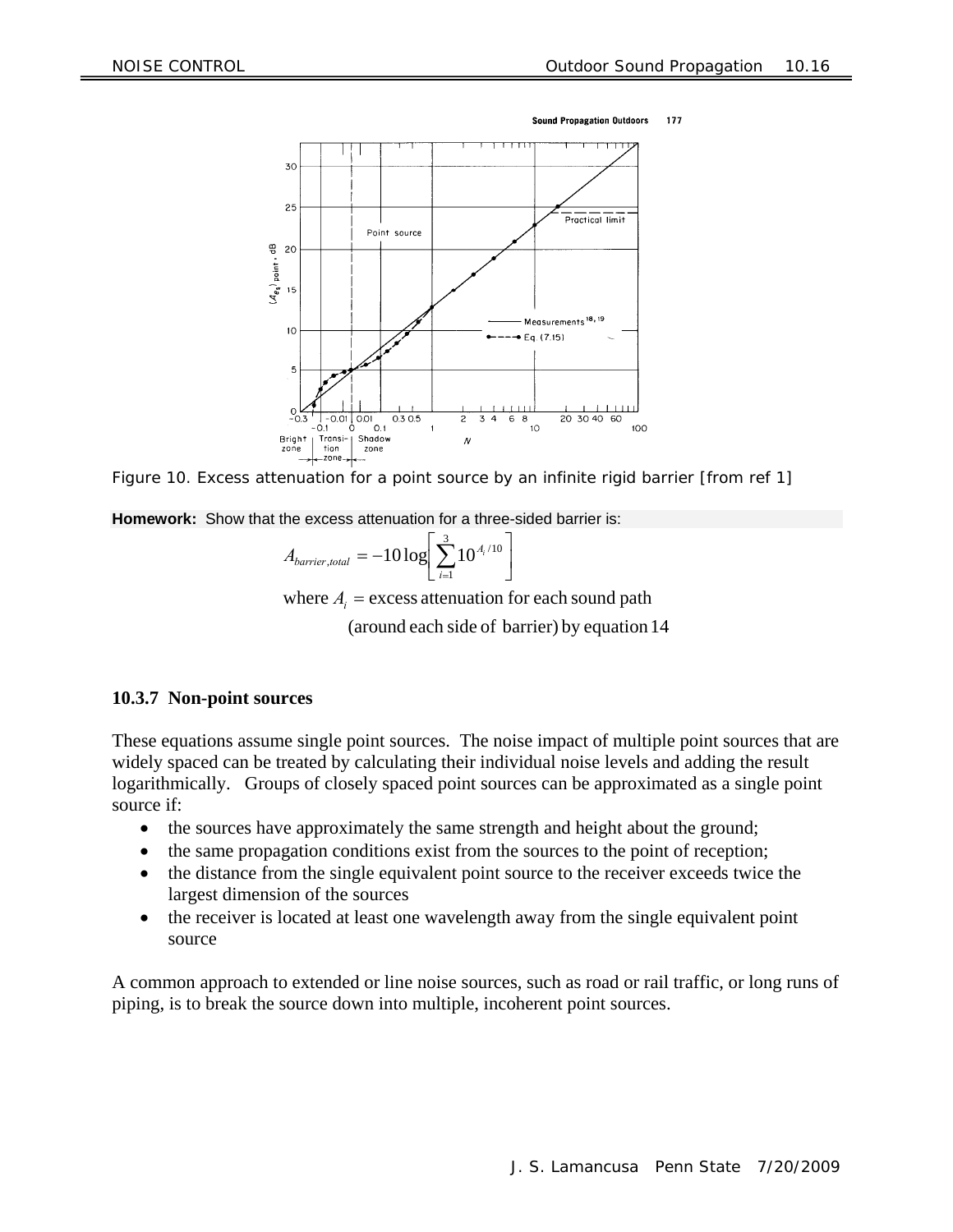Figure 10. Excess attenuation for a point source by an infinite rigid barrier [from ref 1]

**Homework:** Show that the excess attenuation for a three-sided barrier is:

$$A_{barrier,total} = -10\log\left[\sum_{i=1}^{3} 10^{A_i/10}\right]$$

where $A_i$ = excess attenuation for each sound path (around each side of barrier) by equation 14

### 10.3.7 Non-point sources

These equations assume single point sources. The noise impact of multiple point sources that are widely spaced can be treated by calculating their individual noise levels and adding the result logarithmically. Groups of closely spaced point sources can be approximated as a single point source if:

- the sources have approximately the same strength and height about the ground;
- the same propagation conditions exist from the sources to the point of reception;
- the distance from the single equivalent point source to the receiver exceeds twice the largest dimension of the sources
- the receiver is located at least one wavelength away from the single equivalent point source

A common approach to extended or line noise sources, such as road or rail traffic, or long runs of piping, is to break the source down into multiple, incoherent point sources.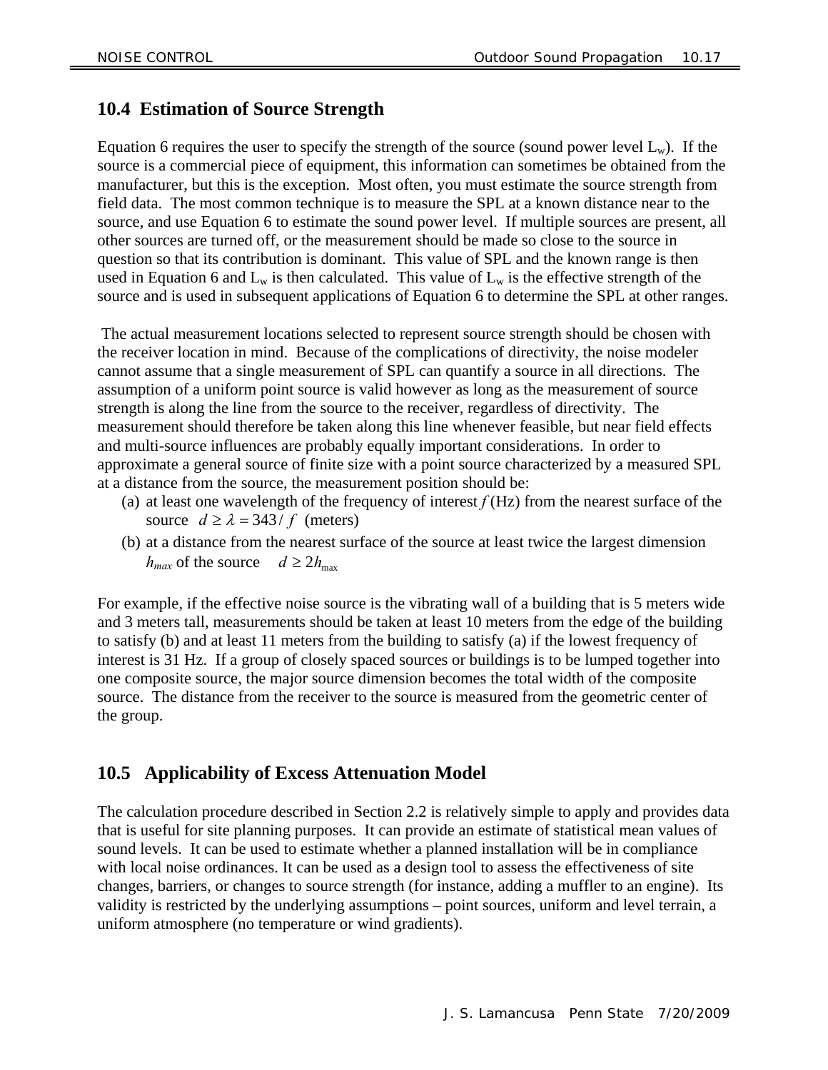## 10.4 Estimation of Source Strength

Equation 6 requires the user to specify the strength of the source (sound power level $L_w$). If the source is a commercial piece of equipment, this information can sometimes be obtained from the manufacturer, but this is the exception. Most often, you must estimate the source strength from field data. The most common technique is to measure the SPL at a known distance near to the source, and use Equation 6 to estimate the sound power level. If multiple sources are present, all other sources are turned off, or the measurement should be made so close to the source in question so that its contribution is dominant. This value of SPL and the known range is then used in Equation 6 and $L_w$ is then calculated. This value of $L_w$ is the effective strength of the source and is used in subsequent applications of Equation 6 to determine the SPL at other ranges.

The actual measurement locations selected to represent source strength should be chosen with the receiver location in mind. Because of the complications of directivity, the noise modeler cannot assume that a single measurement of SPL can quantify a source in all directions. The assumption of a uniform point source is valid however as long as the measurement of source strength is along the line from the source to the receiver, regardless of directivity. The measurement should therefore be taken along this line whenever feasible, but near field effects and multi-source influences are probably equally important considerations. In order to approximate a general source of finite size with a point source characterized by a measured SPL at a distance from the source, the measurement position should be:

(a) at least one wavelength of the frequency of interest $f$ (Hz) from the nearest surface of the source $d \geq \lambda = 343/f$ (meters)

(b) at a distance from the nearest surface of the source at least twice the largest dimension $h_{max}$ of the source $d \geq 2h_{\max}$

For example, if the effective noise source is the vibrating wall of a building that is 5 meters wide and 3 meters tall, measurements should be taken at least 10 meters from the edge of the building to satisfy (b) and at least 11 meters from the building to satisfy (a) if the lowest frequency of interest is 31 Hz. If a group of closely spaced sources or buildings is to be lumped together into one composite source, the major source dimension becomes the total width of the composite source. The distance from the receiver to the source is measured from the geometric center of the group.

## 10.5 Applicability of Excess Attenuation Model

The calculation procedure described in Section 2.2 is relatively simple to apply and provides data that is useful for site planning purposes. It can provide an estimate of statistical mean values of sound levels. It can be used to estimate whether a planned installation will be in compliance with local noise ordinances. It can be used as a design tool to assess the effectiveness of site changes, barriers, or changes to source strength (for instance, adding a muffler to an engine). Its validity is restricted by the underlying assumptions – point sources, uniform and level terrain, a uniform atmosphere (no temperature or wind gradients).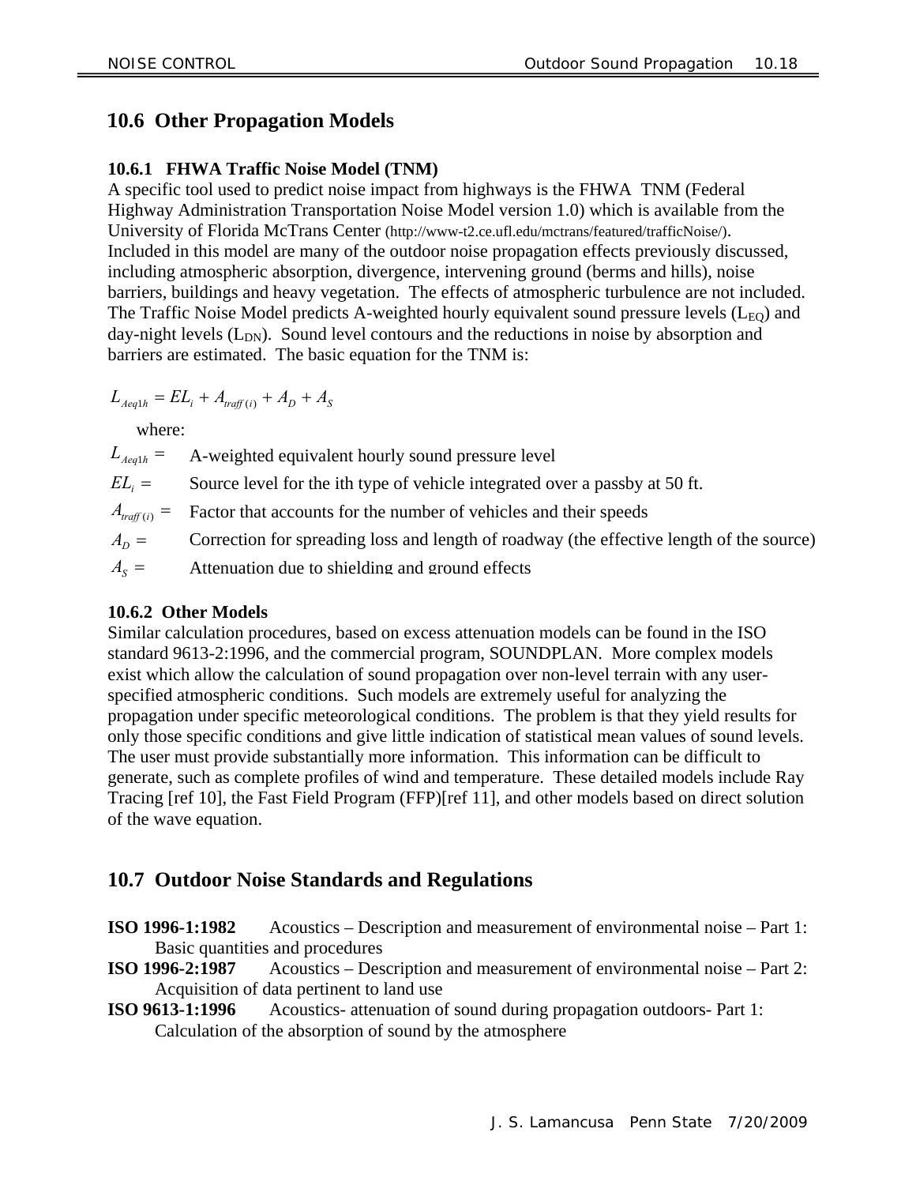## 10.6 Other Propagation Models

### 10.6.1 FHWA Traffic Noise Model (TNM)

A specific tool used to predict noise impact from highways is the FHWA TNM (Federal Highway Administration Transportation Noise Model version 1.0) which is available from the University of Florida McTrans Center (http://www-t2.ce.ufl.edu/mctrans/featured/trafficNoise/). Included in this model are many of the outdoor noise propagation effects previously discussed, including atmospheric absorption, divergence, intervening ground (berms and hills), noise barriers, buildings and heavy vegetation. The effects of atmospheric turbulence are not included. The Traffic Noise Model predicts A-weighted hourly equivalent sound pressure levels ($L_{EQ}$) and day-night levels ($L_{DN}$). Sound level contours and the reductions in noise by absorption and barriers are estimated. The basic equation for the TNM is:

$$L_{Aeq1h} = EL_i + A_{traff(i)} + A_D + A_S$$

where:

$L_{Aeq1h} =$ A-weighted equivalent hourly sound pressure level

$EL_i =$ Source level for the ith type of vehicle integrated over a passby at 50 ft.

$A_{traff(i)} =$ Factor that accounts for the number of vehicles and their speeds

$A_D =$ Correction for spreading loss and length of roadway (the effective length of the source)

$A_S =$ Attenuation due to shielding and ground effects

### 10.6.2 Other Models

Similar calculation procedures, based on excess attenuation models can be found in the ISO standard 9613-2:1996, and the commercial program, SOUNDPLAN. More complex models exist which allow the calculation of sound propagation over non-level terrain with any user-specified atmospheric conditions. Such models are extremely useful for analyzing the propagation under specific meteorological conditions. The problem is that they yield results for only those specific conditions and give little indication of statistical mean values of sound levels. The user must provide substantially more information. This information can be difficult to generate, such as complete profiles of wind and temperature. These detailed models include Ray Tracing [ref 10], the Fast Field Program (FFP)[ref 11], and other models based on direct solution of the wave equation.

## 10.7 Outdoor Noise Standards and Regulations

**ISO 1996-1:1982** Acoustics – Description and measurement of environmental noise – Part 1: Basic quantities and procedures

**ISO 1996-2:1987** Acoustics – Description and measurement of environmental noise – Part 2: Acquisition of data pertinent to land use

**ISO 9613-1:1996** Acoustics- attenuation of sound during propagation outdoors- Part 1: Calculation of the absorption of sound by the atmosphere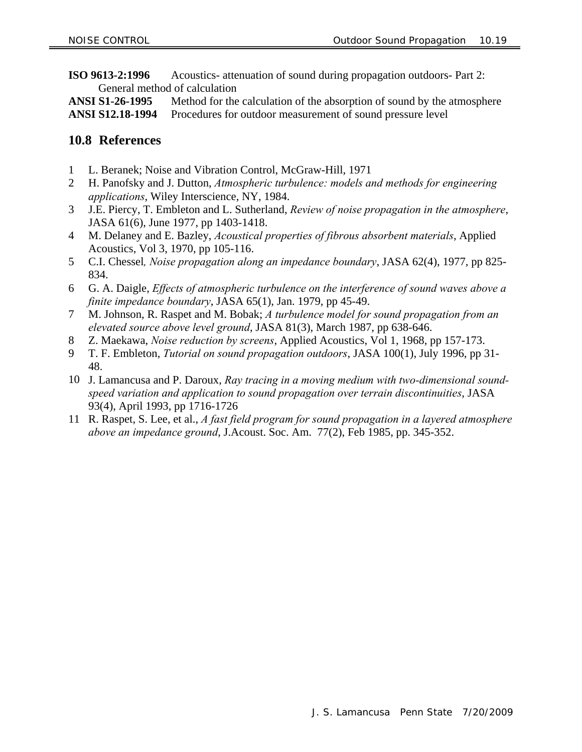**ISO 9613-2:1996** Acoustics- attenuation of sound during propagation outdoors- Part 2: General method of calculation
**ANSI S1-26-1995** Method for the calculation of the absorption of sound by the atmosphere
**ANSI S12.18-1994** Procedures for outdoor measurement of sound pressure level

## 10.8 References

1. L. Beranek; Noise and Vibration Control, McGraw-Hill, 1971
2. H. Panofsky and J. Dutton, *Atmospheric turbulence: models and methods for engineering applications*, Wiley Interscience, NY, 1984.
3. J.E. Piercy, T. Embleton and L. Sutherland, *Review of noise propagation in the atmosphere*, JASA 61(6), June 1977, pp 1403-1418.
4. M. Delaney and E. Bazley, *Acoustical properties of fibrous absorbent materials*, Applied Acoustics, Vol 3, 1970, pp 105-116.
5. C.I. Chessel*, Noise propagation along an impedance boundary*, JASA 62(4), 1977, pp 825-834.
6. G. A. Daigle, *Effects of atmospheric turbulence on the interference of sound waves above a finite impedance boundary*, JASA 65(1), Jan. 1979, pp 45-49.
7. M. Johnson, R. Raspet and M. Bobak; *A turbulence model for sound propagation from an elevated source above level ground*, JASA 81(3), March 1987, pp 638-646.
8. Z. Maekawa, *Noise reduction by screens*, Applied Acoustics, Vol 1, 1968, pp 157-173.
9. T. F. Embleton, *Tutorial on sound propagation outdoors*, JASA 100(1), July 1996, pp 31-48.
10. J. Lamancusa and P. Daroux, *Ray tracing in a moving medium with two-dimensional sound-speed variation and application to sound propagation over terrain discontinuities*, JASA 93(4), April 1993, pp 1716-1726
11. R. Raspet, S. Lee, et al., *A fast field program for sound propagation in a layered atmosphere above an impedance ground*, J.Acoust. Soc. Am. 77(2), Feb 1985, pp. 345-352.